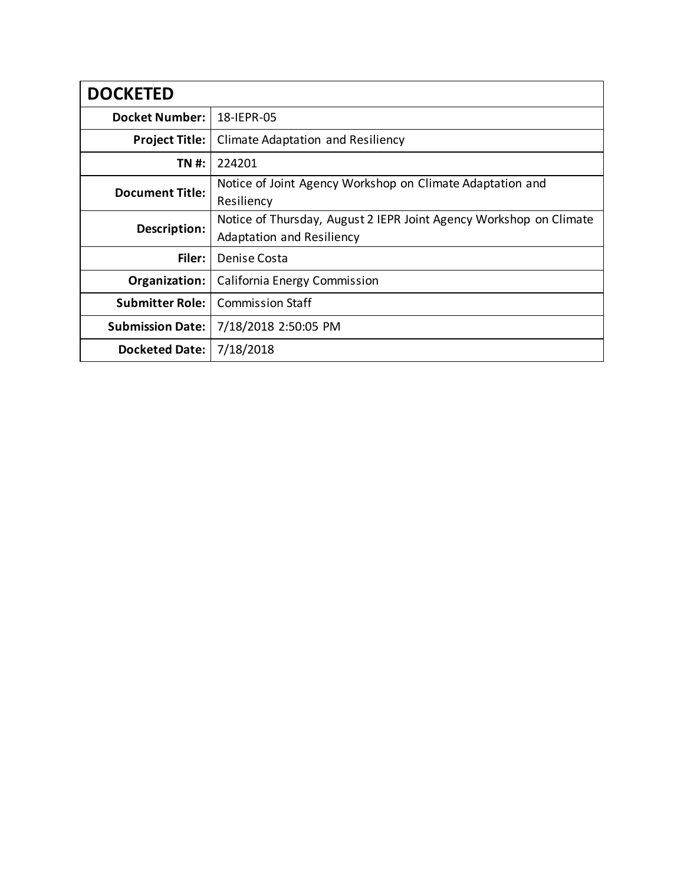| DOCKETED | |
|---|---|
| **Docket Number:** | 18-IEPR-05 |
| **Project Title:** | Climate Adaptation and Resiliency |
| **TN #:** | 224201 |
| **Document Title:** | Notice of Joint Agency Workshop on Climate Adaptation and Resiliency |
| **Description:** | Notice of Thursday, August 2 IEPR Joint Agency Workshop on Climate Adaptation and Resiliency |
| **Filer:** | Denise Costa |
| **Organization:** | California Energy Commission |
| **Submitter Role:** | Commission Staff |
| **Submission Date:** | 7/18/2018 2:50:05 PM |
| **Docketed Date:** | 7/18/2018 |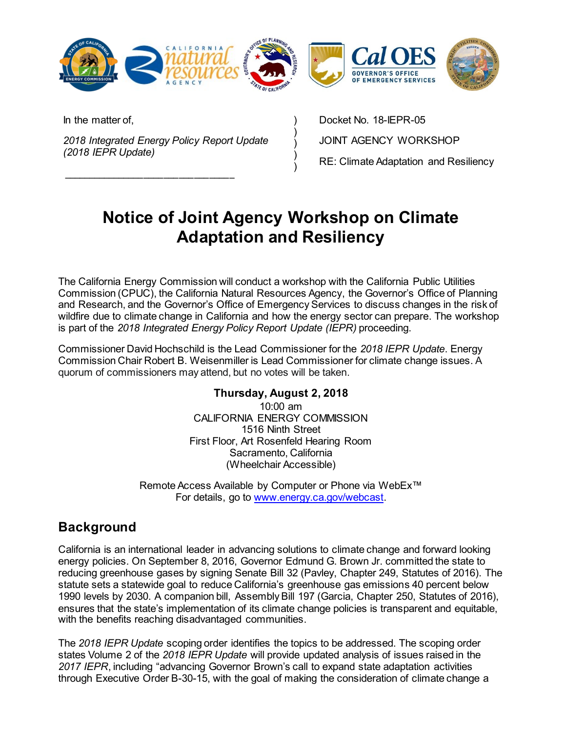In the matter of,

*2018 Integrated Energy Policy Report Update (2018 IEPR Update)*

Docket No. 18-IEPR-05

JOINT AGENCY WORKSHOP

RE: Climate Adaptation and Resiliency

# Notice of Joint Agency Workshop on Climate Adaptation and Resiliency

The California Energy Commission will conduct a workshop with the California Public Utilities Commission (CPUC), the California Natural Resources Agency, the Governor's Office of Planning and Research, and the Governor's Office of Emergency Services to discuss changes in the risk of wildfire due to climate change in California and how the energy sector can prepare. The workshop is part of the *2018 Integrated Energy Policy Report Update (IEPR)* proceeding.

Commissioner David Hochschild is the Lead Commissioner for the *2018 IEPR Update*. Energy Commission Chair Robert B. Weisenmiller is Lead Commissioner for climate change issues. A quorum of commissioners may attend, but no votes will be taken.

**Thursday, August 2, 2018**
10:00 am
CALIFORNIA ENERGY COMMISSION
1516 Ninth Street
First Floor, Art Rosenfeld Hearing Room
Sacramento, California
(Wheelchair Accessible)

Remote Access Available by Computer or Phone via WebEx™
For details, go to [www.energy.ca.gov/webcast](www.energy.ca.gov/webcast).

## Background

California is an international leader in advancing solutions to climate change and forward looking energy policies. On September 8, 2016, Governor Edmund G. Brown Jr. committed the state to reducing greenhouse gases by signing Senate Bill 32 (Pavley, Chapter 249, Statutes of 2016). The statute sets a statewide goal to reduce California's greenhouse gas emissions 40 percent below 1990 levels by 2030. A companion bill, Assembly Bill 197 (Garcia, Chapter 250, Statutes of 2016), ensures that the state's implementation of its climate change policies is transparent and equitable, with the benefits reaching disadvantaged communities.

The *2018 IEPR Update* scoping order identifies the topics to be addressed. The scoping order states Volume 2 of the *2018 IEPR Update* will provide updated analysis of issues raised in the *2017 IEPR*, including "advancing Governor Brown's call to expand state adaptation activities through Executive Order B-30-15, with the goal of making the consideration of climate change a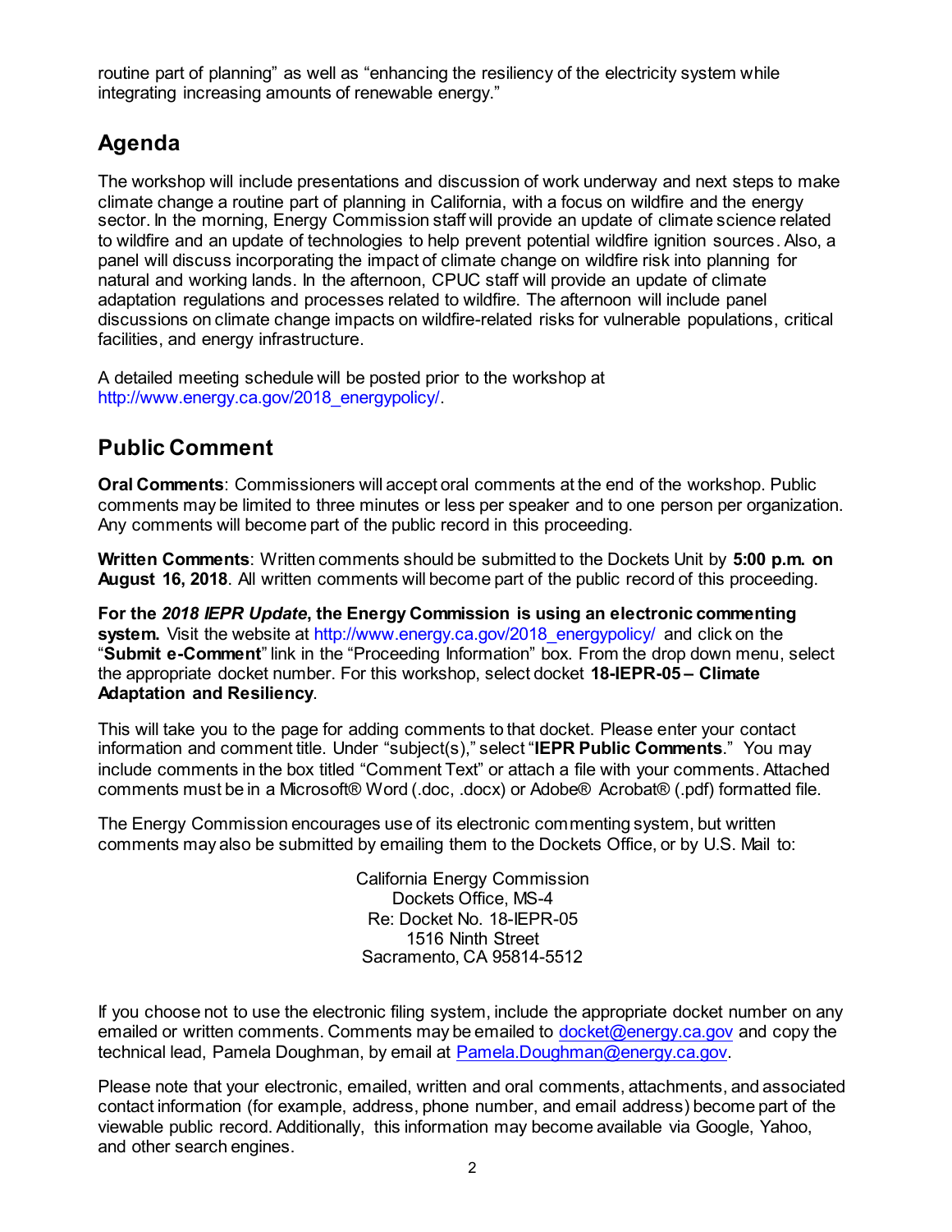routine part of planning" as well as "enhancing the resiliency of the electricity system while integrating increasing amounts of renewable energy."

## Agenda

The workshop will include presentations and discussion of work underway and next steps to make climate change a routine part of planning in California, with a focus on wildfire and the energy sector. In the morning, Energy Commission staff will provide an update of climate science related to wildfire and an update of technologies to help prevent potential wildfire ignition sources. Also, a panel will discuss incorporating the impact of climate change on wildfire risk into planning for natural and working lands. In the afternoon, CPUC staff will provide an update of climate adaptation regulations and processes related to wildfire. The afternoon will include panel discussions on climate change impacts on wildfire-related risks for vulnerable populations, critical facilities, and energy infrastructure.

A detailed meeting schedule will be posted prior to the workshop at http://www.energy.ca.gov/2018_energypolicy/.

## Public Comment

**Oral Comments**: Commissioners will accept oral comments at the end of the workshop. Public comments may be limited to three minutes or less per speaker and to one person per organization. Any comments will become part of the public record in this proceeding.

**Written Comments**: Written comments should be submitted to the Dockets Unit by **5:00 p.m. on August 16, 2018**. All written comments will become part of the public record of this proceeding.

**For the *2018 IEPR Update*, the Energy Commission is using an electronic commenting system.** Visit the website at http://www.energy.ca.gov/2018_energypolicy/ and click on the "**Submit e-Comment**" link in the "Proceeding Information" box. From the drop down menu, select the appropriate docket number. For this workshop, select docket **18-IEPR-05 – Climate Adaptation and Resiliency**.

This will take you to the page for adding comments to that docket. Please enter your contact information and comment title. Under "subject(s)," select "**IEPR Public Comments**." You may include comments in the box titled "Comment Text" or attach a file with your comments. Attached comments must be in a Microsoft® Word (.doc, .docx) or Adobe® Acrobat® (.pdf) formatted file.

The Energy Commission encourages use of its electronic commenting system, but written comments may also be submitted by emailing them to the Dockets Office, or by U.S. Mail to:

California Energy Commission
Dockets Office, MS-4
Re: Docket No. 18-IEPR-05
1516 Ninth Street
Sacramento, CA 95814-5512

If you choose not to use the electronic filing system, include the appropriate docket number on any emailed or written comments. Comments may be emailed to docket@energy.ca.gov and copy the technical lead, Pamela Doughman, by email at Pamela.Doughman@energy.ca.gov.

Please note that your electronic, emailed, written and oral comments, attachments, and associated contact information (for example, address, phone number, and email address) become part of the viewable public record. Additionally, this information may become available via Google, Yahoo, and other search engines.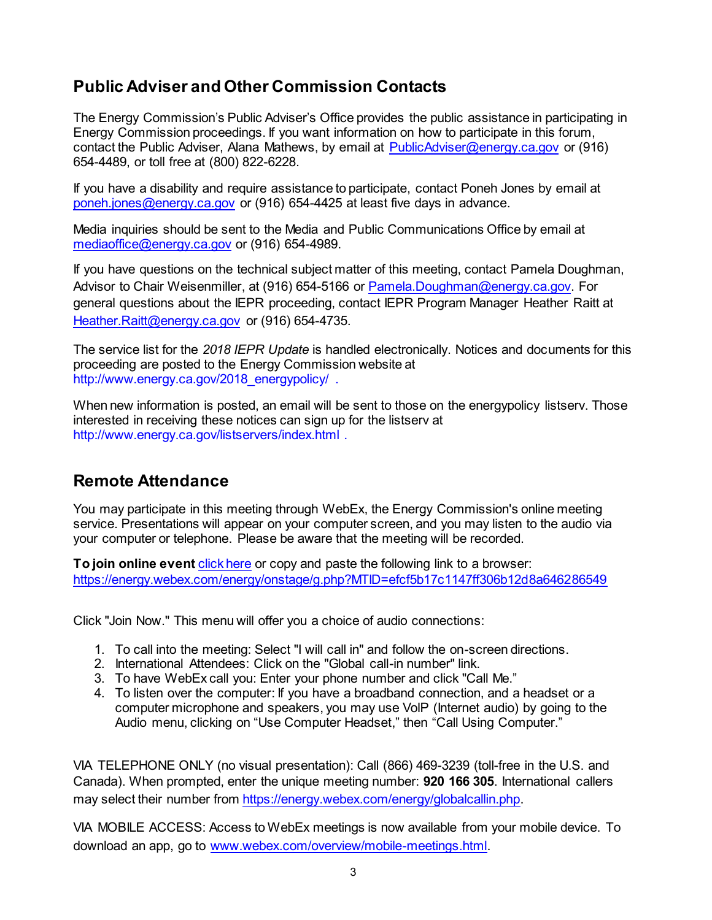## Public Adviser and Other Commission Contacts

The Energy Commission's Public Adviser's Office provides the public assistance in participating in Energy Commission proceedings. If you want information on how to participate in this forum, contact the Public Adviser, Alana Mathews, by email at PublicAdviser@energy.ca.gov or (916) 654-4489, or toll free at (800) 822-6228.

If you have a disability and require assistance to participate, contact Poneh Jones by email at poneh.jones@energy.ca.gov or (916) 654-4425 at least five days in advance.

Media inquiries should be sent to the Media and Public Communications Office by email at mediaoffice@energy.ca.gov or (916) 654-4989.

If you have questions on the technical subject matter of this meeting, contact Pamela Doughman, Advisor to Chair Weisenmiller, at (916) 654-5166 or Pamela.Doughman@energy.ca.gov. For general questions about the IEPR proceeding, contact IEPR Program Manager Heather Raitt at Heather.Raitt@energy.ca.gov or (916) 654-4735.

The service list for the *2018 IEPR Update* is handled electronically. Notices and documents for this proceeding are posted to the Energy Commission website at http://www.energy.ca.gov/2018_energypolicy/ .

When new information is posted, an email will be sent to those on the energypolicy listserv. Those interested in receiving these notices can sign up for the listserv at http://www.energy.ca.gov/listservers/index.html .

## Remote Attendance

You may participate in this meeting through WebEx, the Energy Commission's online meeting service. Presentations will appear on your computer screen, and you may listen to the audio via your computer or telephone. Please be aware that the meeting will be recorded.

**To join online event** click here or copy and paste the following link to a browser: https://energy.webex.com/energy/onstage/g.php?MTID=efcf5b17c1147ff306b12d8a646286549

Click "Join Now." This menu will offer you a choice of audio connections:

1. To call into the meeting: Select "I will call in" and follow the on-screen directions.
2. International Attendees: Click on the "Global call-in number" link.
3. To have WebEx call you: Enter your phone number and click "Call Me."
4. To listen over the computer: If you have a broadband connection, and a headset or a computer microphone and speakers, you may use VoIP (Internet audio) by going to the Audio menu, clicking on "Use Computer Headset," then "Call Using Computer."

VIA TELEPHONE ONLY (no visual presentation): Call (866) 469-3239 (toll-free in the U.S. and Canada). When prompted, enter the unique meeting number: **920 166 305**. International callers may select their number from https://energy.webex.com/energy/globalcallin.php.

VIA MOBILE ACCESS: Access to WebEx meetings is now available from your mobile device. To download an app, go to www.webex.com/overview/mobile-meetings.html.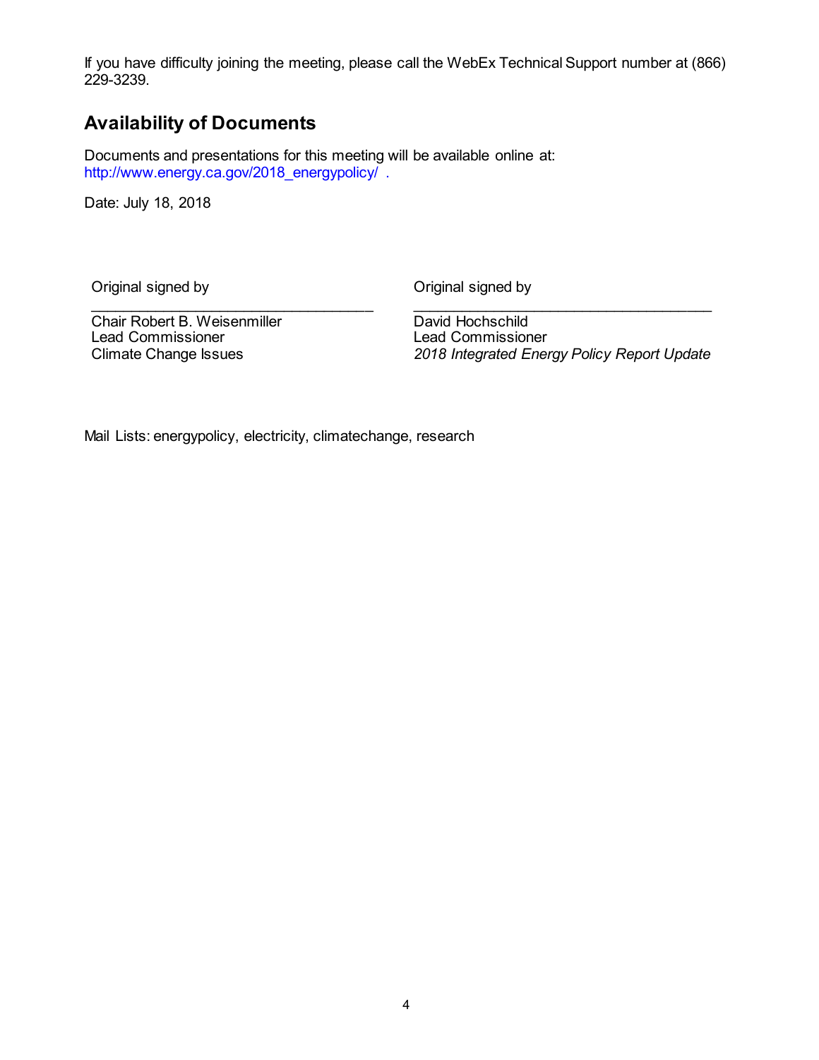If you have difficulty joining the meeting, please call the WebEx Technical Support number at (866) 229-3239.

## Availability of Documents

Documents and presentations for this meeting will be available online at: http://www.energy.ca.gov/2018_energypolicy/ .

Date: July 18, 2018

Original signed by

_________________________________
Chair Robert B. Weisenmiller
Lead Commissioner
Climate Change Issues

Original signed by

_________________________________
David Hochschild
Lead Commissioner
*2018 Integrated Energy Policy Report Update*

Mail Lists: energypolicy, electricity, climatechange, research